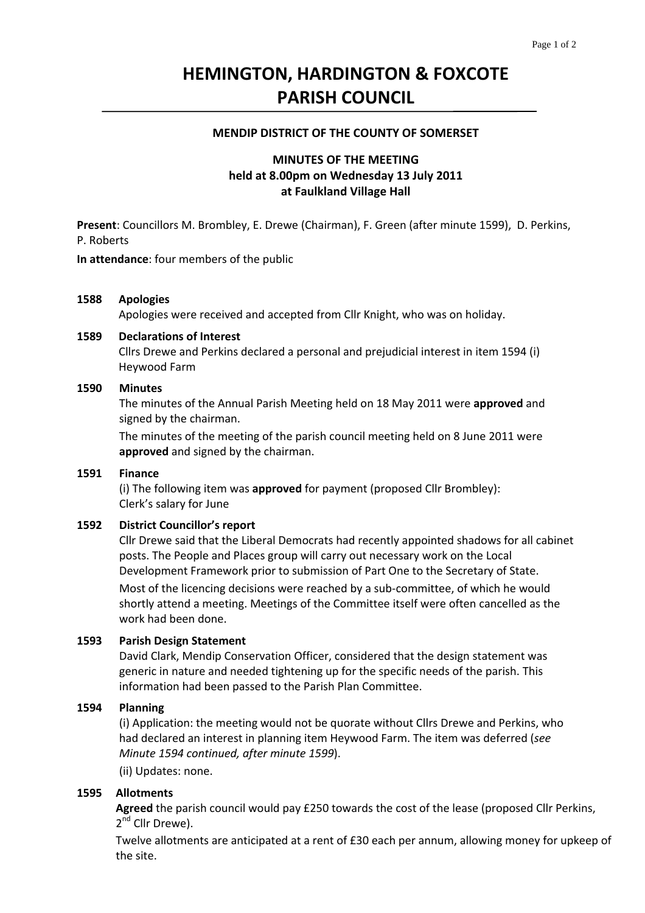# HEMINGTON, HARDINGTON & FOXCOTE PARISH COUNCIL

**MENDIP DISTRICT OF THE COUNTY OF SOMERSET**

**MINUTES OF THE MEETING**
**held at 8.00pm on Wednesday 13 July 2011**
**at Faulkland Village Hall**

**Present**: Councillors M. Brombley, E. Drewe (Chairman), F. Green (after minute 1599), D. Perkins, P. Roberts

**In attendance**: four members of the public

**1588 Apologies**

Apologies were received and accepted from Cllr Knight, who was on holiday.

**1589 Declarations of Interest**

Cllrs Drewe and Perkins declared a personal and prejudicial interest in item 1594 (i) Heywood Farm

**1590 Minutes**

The minutes of the Annual Parish Meeting held on 18 May 2011 were **approved** and signed by the chairman.

The minutes of the meeting of the parish council meeting held on 8 June 2011 were **approved** and signed by the chairman.

**1591 Finance**

(i) The following item was **approved** for payment (proposed Cllr Brombley):
Clerk's salary for June

**1592 District Councillor's report**

Cllr Drewe said that the Liberal Democrats had recently appointed shadows for all cabinet posts. The People and Places group will carry out necessary work on the Local Development Framework prior to submission of Part One to the Secretary of State.

Most of the licencing decisions were reached by a sub-committee, of which he would shortly attend a meeting. Meetings of the Committee itself were often cancelled as the work had been done.

**1593 Parish Design Statement**

David Clark, Mendip Conservation Officer, considered that the design statement was generic in nature and needed tightening up for the specific needs of the parish. This information had been passed to the Parish Plan Committee.

**1594 Planning**

(i) Application: the meeting would not be quorate without Cllrs Drewe and Perkins, who had declared an interest in planning item Heywood Farm. The item was deferred (*see Minute 1594 continued, after minute 1599*).

(ii) Updates: none.

**1595 Allotments**

**Agreed** the parish council would pay £250 towards the cost of the lease (proposed Cllr Perkins, 2nd Cllr Drewe).

Twelve allotments are anticipated at a rent of £30 each per annum, allowing money for upkeep of the site.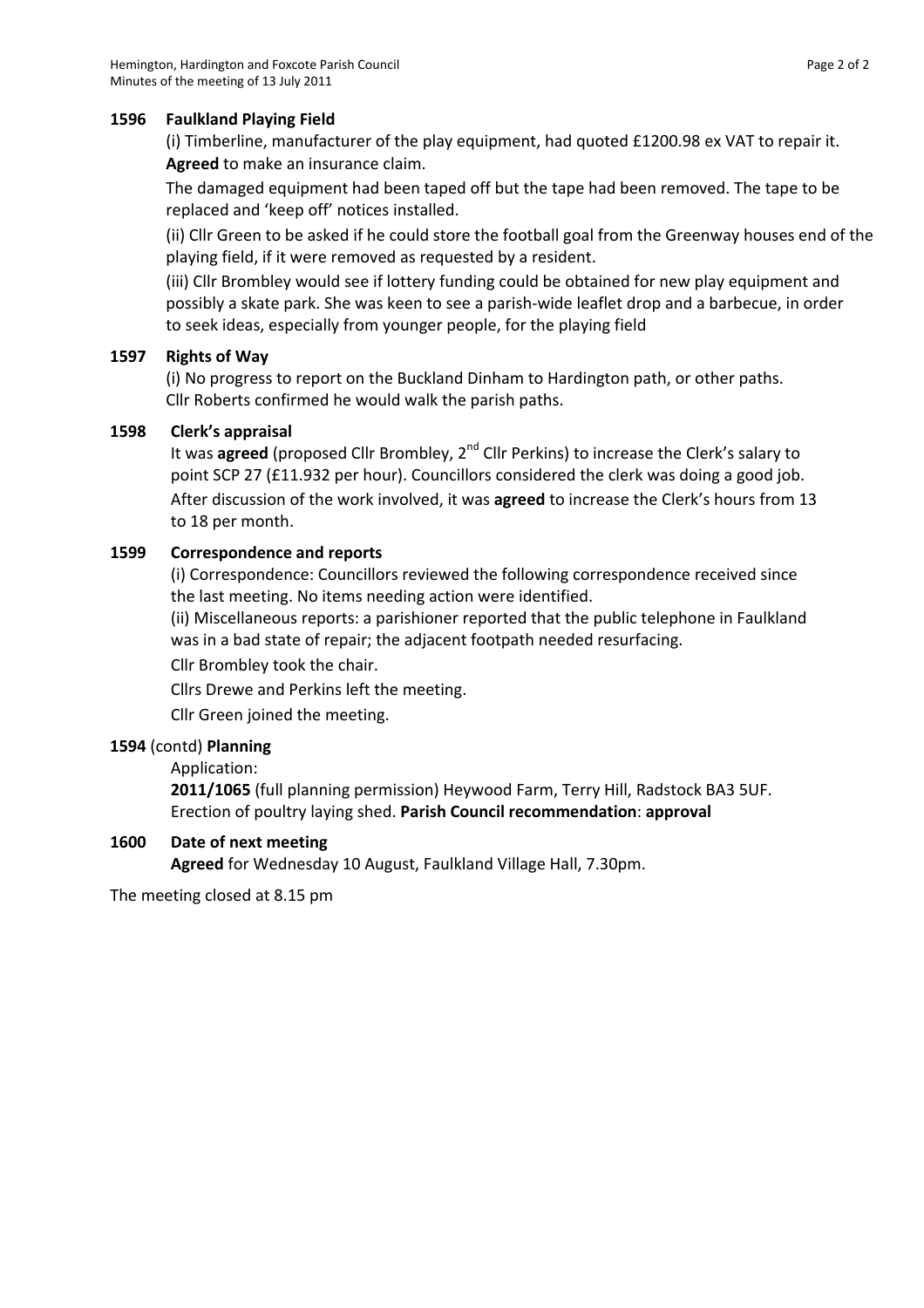**1596 Faulkland Playing Field**

(i) Timberline, manufacturer of the play equipment, had quoted £1200.98 ex VAT to repair it. **Agreed** to make an insurance claim.

The damaged equipment had been taped off but the tape had been removed. The tape to be replaced and 'keep off' notices installed.

(ii) Cllr Green to be asked if he could store the football goal from the Greenway houses end of the playing field, if it were removed as requested by a resident.

(iii) Cllr Brombley would see if lottery funding could be obtained for new play equipment and possibly a skate park. She was keen to see a parish-wide leaflet drop and a barbecue, in order to seek ideas, especially from younger people, for the playing field

**1597 Rights of Way**

(i) No progress to report on the Buckland Dinham to Hardington path, or other paths. Cllr Roberts confirmed he would walk the parish paths.

**1598 Clerk's appraisal**

It was **agreed** (proposed Cllr Brombley, 2nd Cllr Perkins) to increase the Clerk's salary to point SCP 27 (£11.932 per hour). Councillors considered the clerk was doing a good job. After discussion of the work involved, it was **agreed** to increase the Clerk's hours from 13 to 18 per month.

**1599 Correspondence and reports**

(i) Correspondence: Councillors reviewed the following correspondence received since the last meeting. No items needing action were identified.

(ii) Miscellaneous reports: a parishioner reported that the public telephone in Faulkland was in a bad state of repair; the adjacent footpath needed resurfacing.

Cllr Brombley took the chair.

Cllrs Drewe and Perkins left the meeting.

Cllr Green joined the meeting.

**1594** (contd) **Planning**

Application:

**2011/1065** (full planning permission) Heywood Farm, Terry Hill, Radstock BA3 5UF. Erection of poultry laying shed. **Parish Council recommendation**: **approval**

**1600 Date of next meeting**

**Agreed** for Wednesday 10 August, Faulkland Village Hall, 7.30pm.

The meeting closed at 8.15 pm